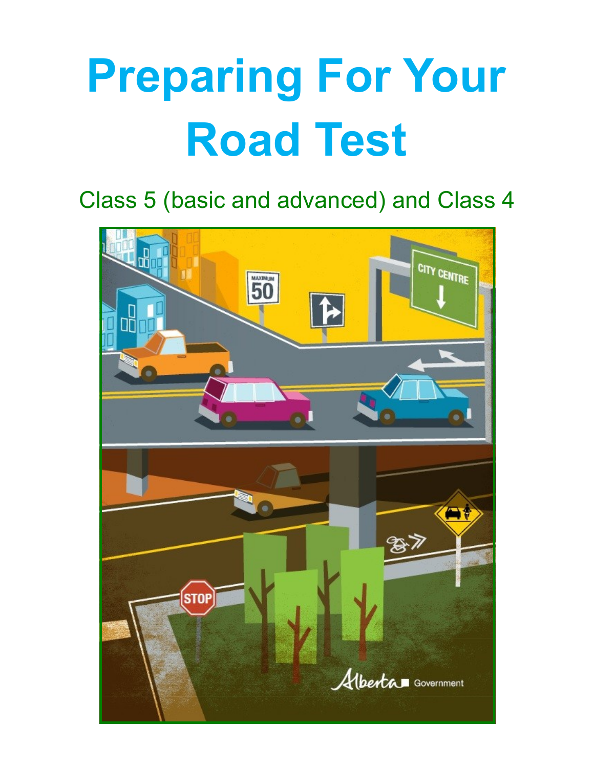# Preparing For Your Road Test

## Class 5 (basic and advanced) and Class 4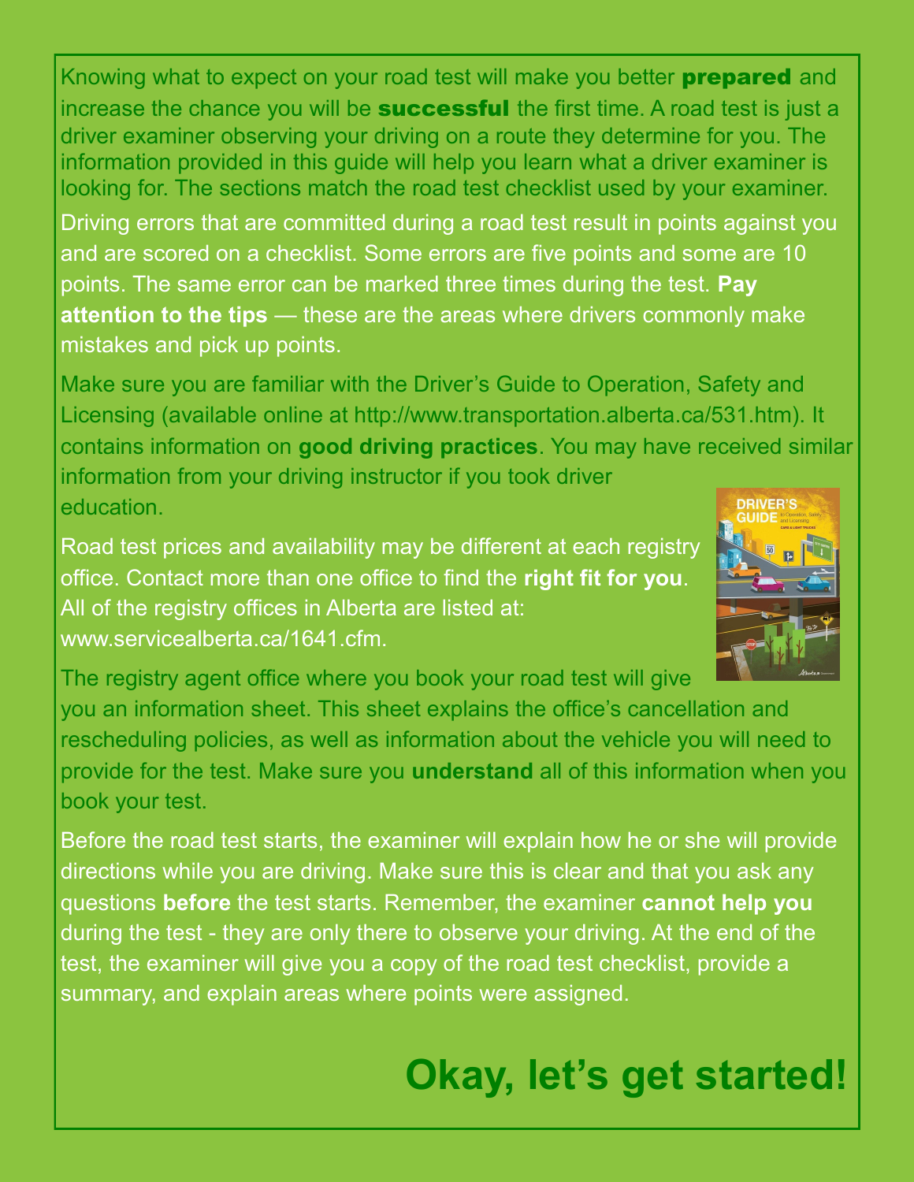Knowing what to expect on your road test will make you better **prepared** and increase the chance you will be **successful** the first time. A road test is just a driver examiner observing your driving on a route they determine for you. The information provided in this guide will help you learn what a driver examiner is looking for. The sections match the road test checklist used by your examiner.

Driving errors that are committed during a road test result in points against you and are scored on a checklist. Some errors are five points and some are 10 points. The same error can be marked three times during the test. **Pay attention to the tips** — these are the areas where drivers commonly make mistakes and pick up points.

Make sure you are familiar with the Driver's Guide to Operation, Safety and Licensing (available online at http://www.transportation.alberta.ca/531.htm). It contains information on **good driving practices**. You may have received similar information from your driving instructor if you took driver education.

Road test prices and availability may be different at each registry office. Contact more than one office to find the **right fit for you**. All of the registry offices in Alberta are listed at: www.servicealberta.ca/1641.cfm.

The registry agent office where you book your road test will give you an information sheet. This sheet explains the office's cancellation and rescheduling policies, as well as information about the vehicle you will need to provide for the test. Make sure you **understand** all of this information when you book your test.

Before the road test starts, the examiner will explain how he or she will provide directions while you are driving. Make sure this is clear and that you ask any questions **before** the test starts. Remember, the examiner **cannot help you** during the test - they are only there to observe your driving. At the end of the test, the examiner will give you a copy of the road test checklist, provide a summary, and explain areas where points were assigned.

## Okay, let's get started!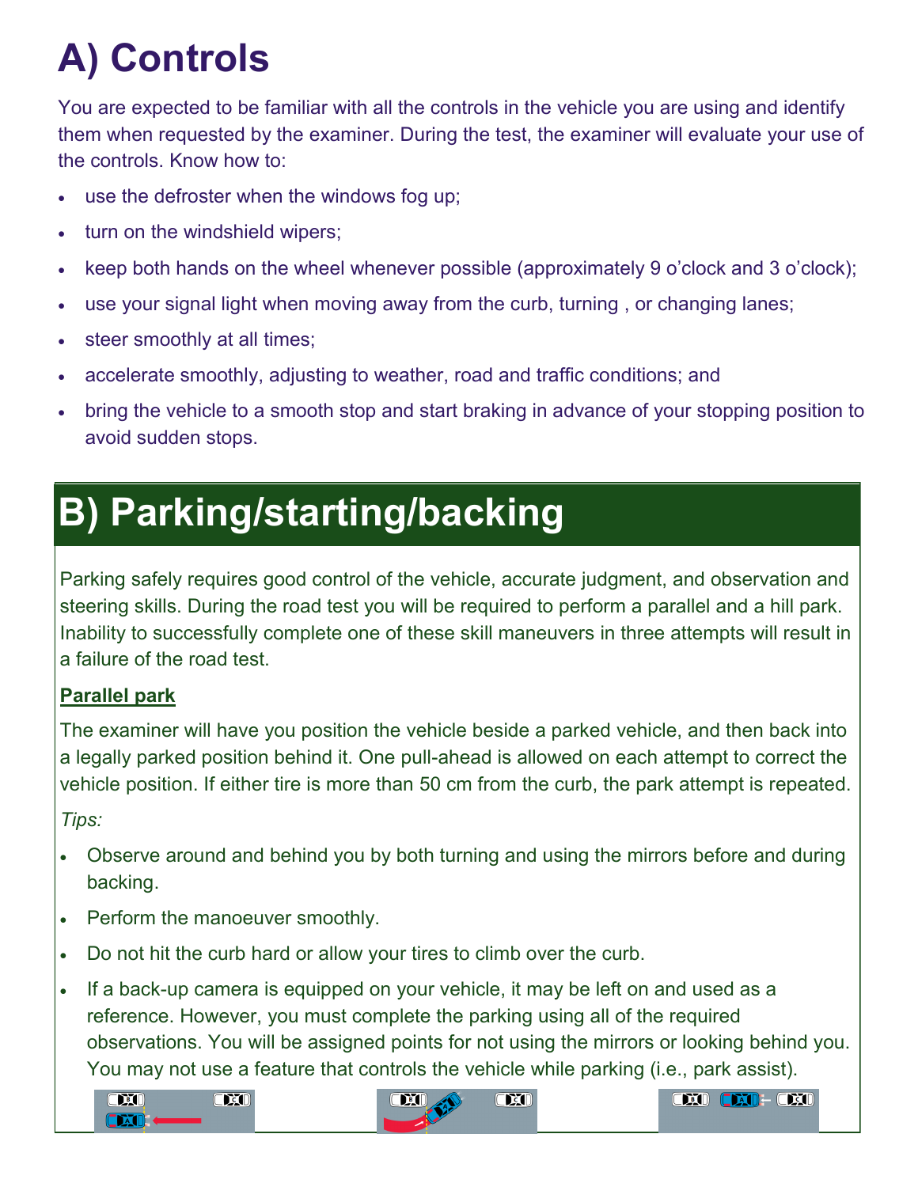# A) Controls

You are expected to be familiar with all the controls in the vehicle you are using and identify them when requested by the examiner. During the test, the examiner will evaluate your use of the controls. Know how to:

- use the defroster when the windows fog up;
- turn on the windshield wipers;
- keep both hands on the wheel whenever possible (approximately 9 o'clock and 3 o'clock);
- use your signal light when moving away from the curb, turning , or changing lanes;
- steer smoothly at all times;
- accelerate smoothly, adjusting to weather, road and traffic conditions; and
- bring the vehicle to a smooth stop and start braking in advance of your stopping position to avoid sudden stops.

# B) Parking/starting/backing

Parking safely requires good control of the vehicle, accurate judgment, and observation and steering skills. During the road test you will be required to perform a parallel and a hill park. Inability to successfully complete one of these skill maneuvers in three attempts will result in a failure of the road test.

**Parallel park**

The examiner will have you position the vehicle beside a parked vehicle, and then back into a legally parked position behind it. One pull-ahead is allowed on each attempt to correct the vehicle position. If either tire is more than 50 cm from the curb, the park attempt is repeated.

*Tips:*

- Observe around and behind you by both turning and using the mirrors before and during backing.
- Perform the manoeuver smoothly.
- Do not hit the curb hard or allow your tires to climb over the curb.
- If a back-up camera is equipped on your vehicle, it may be left on and used as a reference. However, you must complete the parking using all of the required observations. You will be assigned points for not using the mirrors or looking behind you. You may not use a feature that controls the vehicle while parking (i.e., park assist).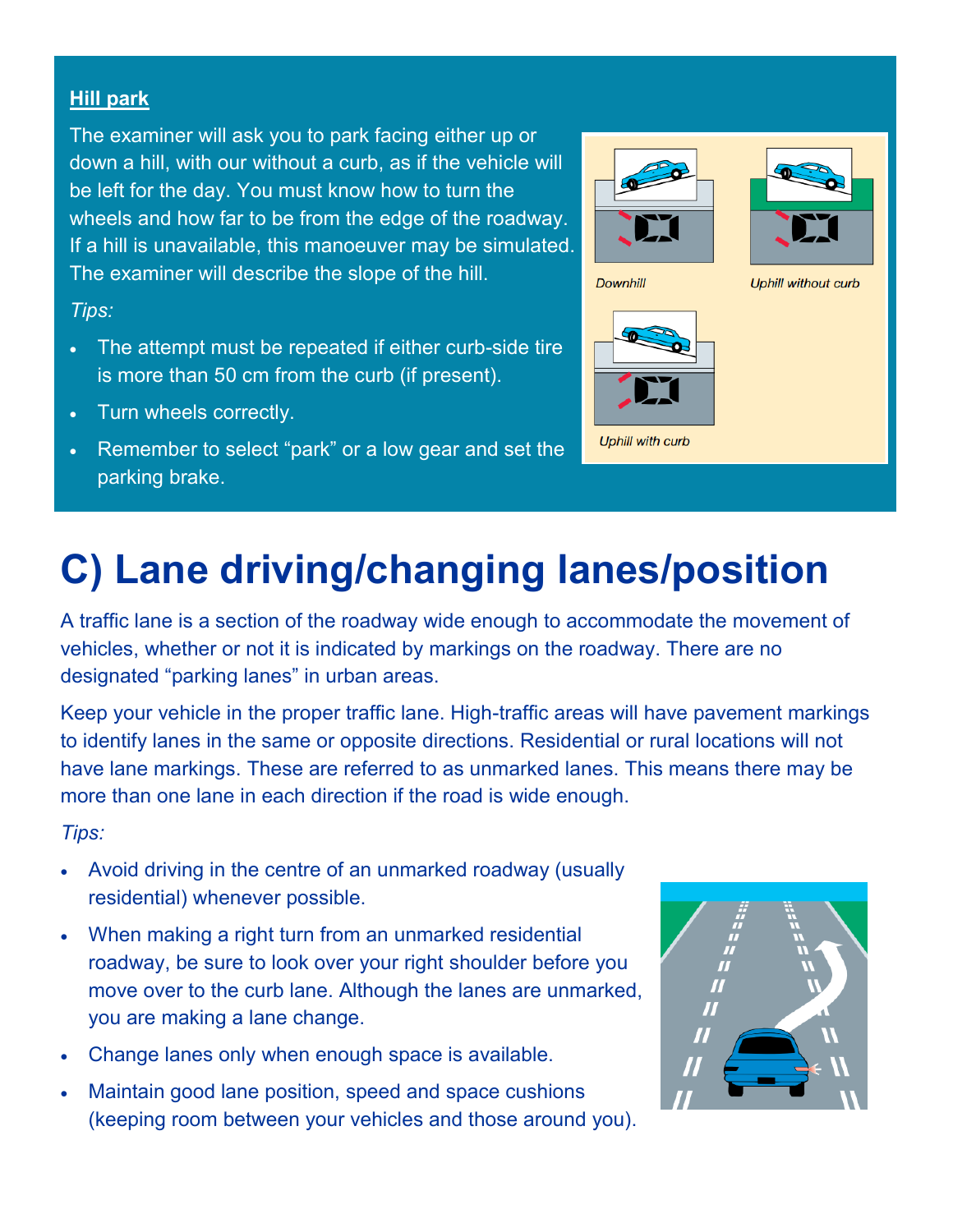### Hill park

The examiner will ask you to park facing either up or down a hill, with our without a curb, as if the vehicle will be left for the day. You must know how to turn the wheels and how far to be from the edge of the roadway. If a hill is unavailable, this manoeuver may be simulated. The examiner will describe the slope of the hill.

*Tips:*

- The attempt must be repeated if either curb-side tire is more than 50 cm from the curb (if present).
- Turn wheels correctly.
- Remember to select "park" or a low gear and set the parking brake.

Downhill

Uphill without curb

Uphill with curb

# C) Lane driving/changing lanes/position

A traffic lane is a section of the roadway wide enough to accommodate the movement of vehicles, whether or not it is indicated by markings on the roadway. There are no designated "parking lanes" in urban areas.

Keep your vehicle in the proper traffic lane. High-traffic areas will have pavement markings to identify lanes in the same or opposite directions. Residential or rural locations will not have lane markings. These are referred to as unmarked lanes. This means there may be more than one lane in each direction if the road is wide enough.

*Tips:*

- Avoid driving in the centre of an unmarked roadway (usually residential) whenever possible.
- When making a right turn from an unmarked residential roadway, be sure to look over your right shoulder before you move over to the curb lane. Although the lanes are unmarked, you are making a lane change.
- Change lanes only when enough space is available.
- Maintain good lane position, speed and space cushions (keeping room between your vehicles and those around you).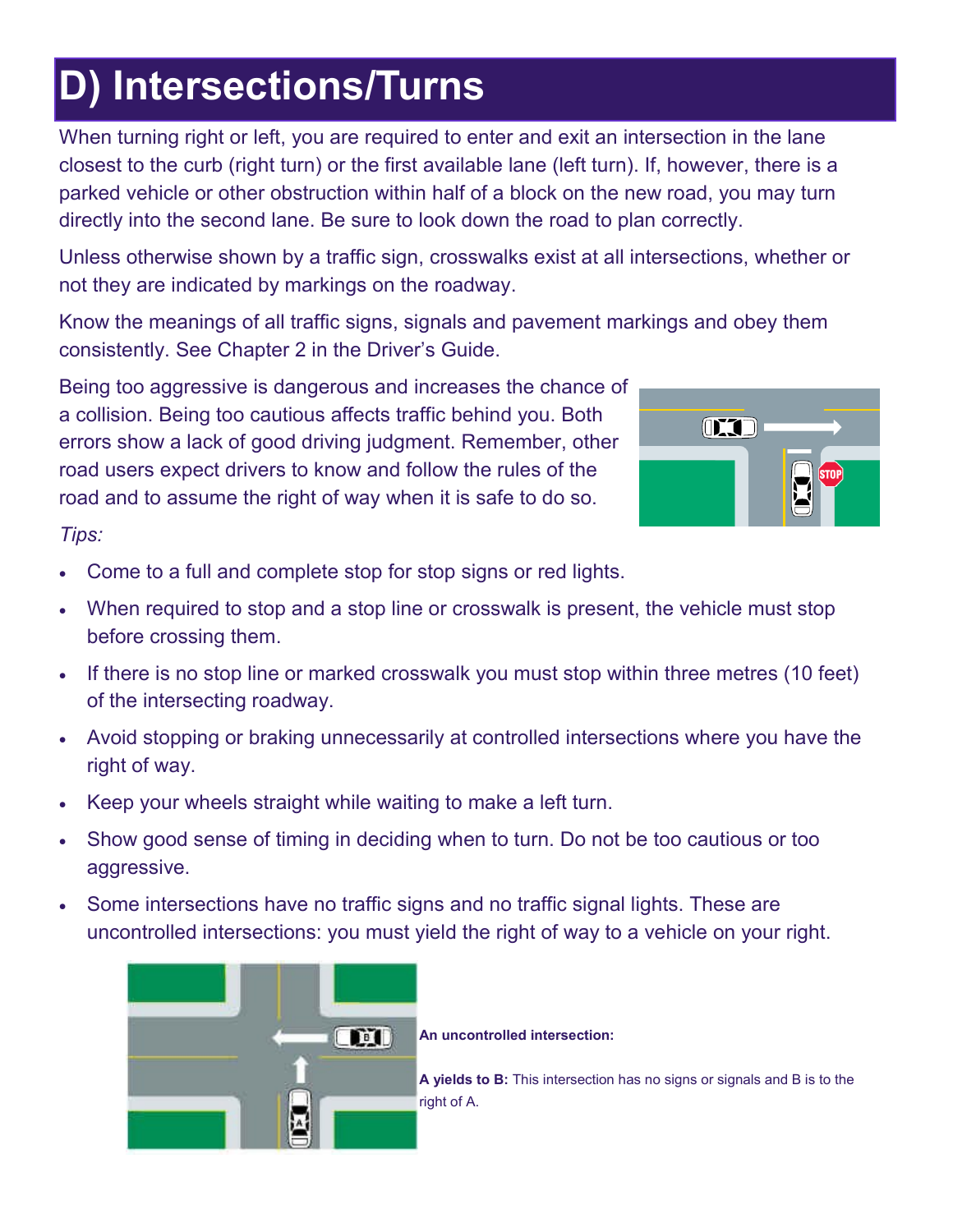# D) Intersections/Turns

When turning right or left, you are required to enter and exit an intersection in the lane closest to the curb (right turn) or the first available lane (left turn). If, however, there is a parked vehicle or other obstruction within half of a block on the new road, you may turn directly into the second lane. Be sure to look down the road to plan correctly.

Unless otherwise shown by a traffic sign, crosswalks exist at all intersections, whether or not they are indicated by markings on the roadway.

Know the meanings of all traffic signs, signals and pavement markings and obey them consistently. See Chapter 2 in the Driver's Guide.

Being too aggressive is dangerous and increases the chance of a collision. Being too cautious affects traffic behind you. Both errors show a lack of good driving judgment. Remember, other road users expect drivers to know and follow the rules of the road and to assume the right of way when it is safe to do so.

*Tips:*

- Come to a full and complete stop for stop signs or red lights.
- When required to stop and a stop line or crosswalk is present, the vehicle must stop before crossing them.
- If there is no stop line or marked crosswalk you must stop within three metres (10 feet) of the intersecting roadway.
- Avoid stopping or braking unnecessarily at controlled intersections where you have the right of way.
- Keep your wheels straight while waiting to make a left turn.
- Show good sense of timing in deciding when to turn. Do not be too cautious or too aggressive.
- Some intersections have no traffic signs and no traffic signal lights. These are uncontrolled intersections: you must yield the right of way to a vehicle on your right.

**An uncontrolled intersection:**

**A yields to B:** This intersection has no signs or signals and B is to the right of A.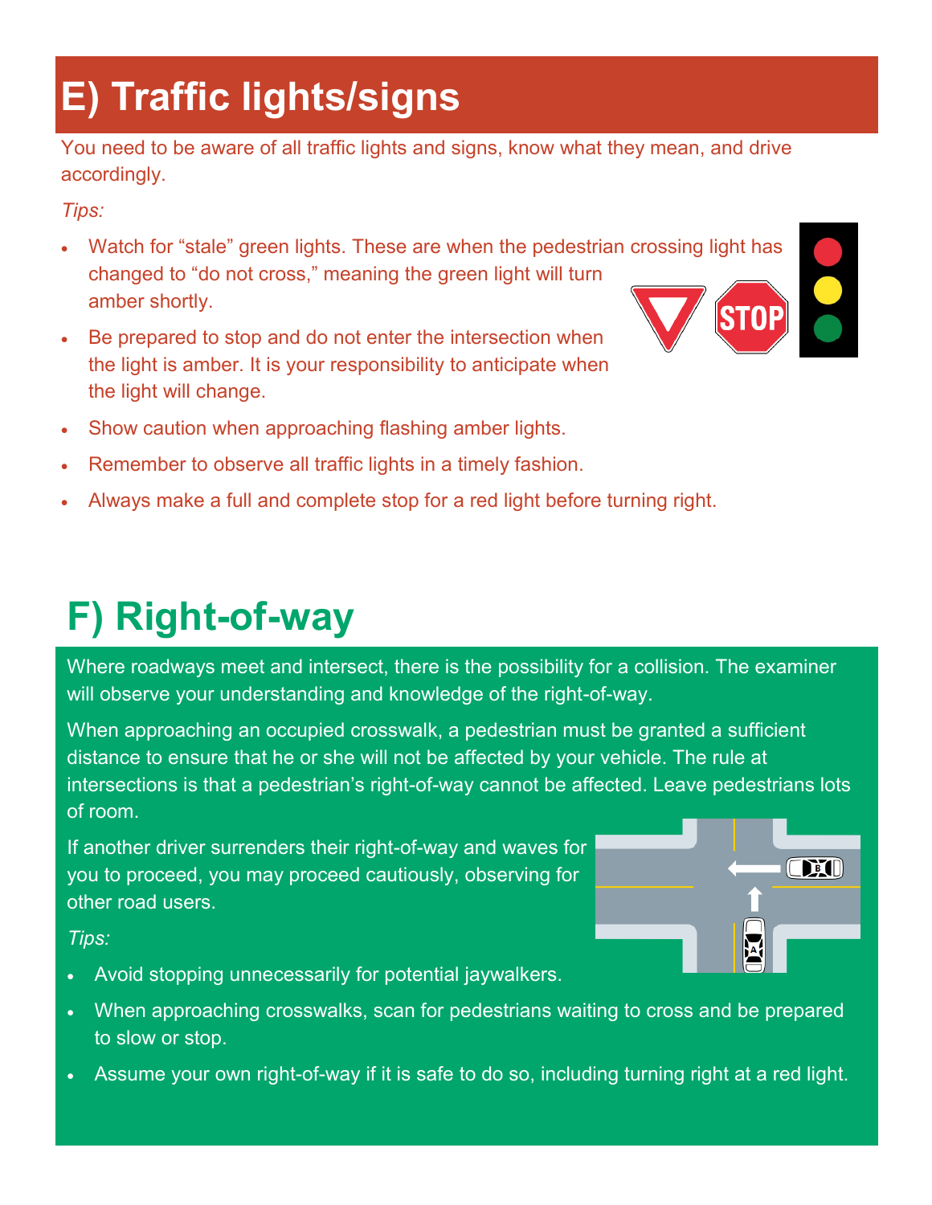# E) Traffic lights/signs

You need to be aware of all traffic lights and signs, know what they mean, and drive accordingly.

*Tips:*

- Watch for "stale" green lights. These are when the pedestrian crossing light has changed to "do not cross," meaning the green light will turn amber shortly.
- Be prepared to stop and do not enter the intersection when the light is amber. It is your responsibility to anticipate when the light will change.
- Show caution when approaching flashing amber lights.
- Remember to observe all traffic lights in a timely fashion.
- Always make a full and complete stop for a red light before turning right.

# F) Right-of-way

Where roadways meet and intersect, there is the possibility for a collision. The examiner will observe your understanding and knowledge of the right-of-way.

When approaching an occupied crosswalk, a pedestrian must be granted a sufficient distance to ensure that he or she will not be affected by your vehicle. The rule at intersections is that a pedestrian's right-of-way cannot be affected. Leave pedestrians lots of room.

If another driver surrenders their right-of-way and waves for you to proceed, you may proceed cautiously, observing for other road users.

*Tips:*

- Avoid stopping unnecessarily for potential jaywalkers.
- When approaching crosswalks, scan for pedestrians waiting to cross and be prepared to slow or stop.
- Assume your own right-of-way if it is safe to do so, including turning right at a red light.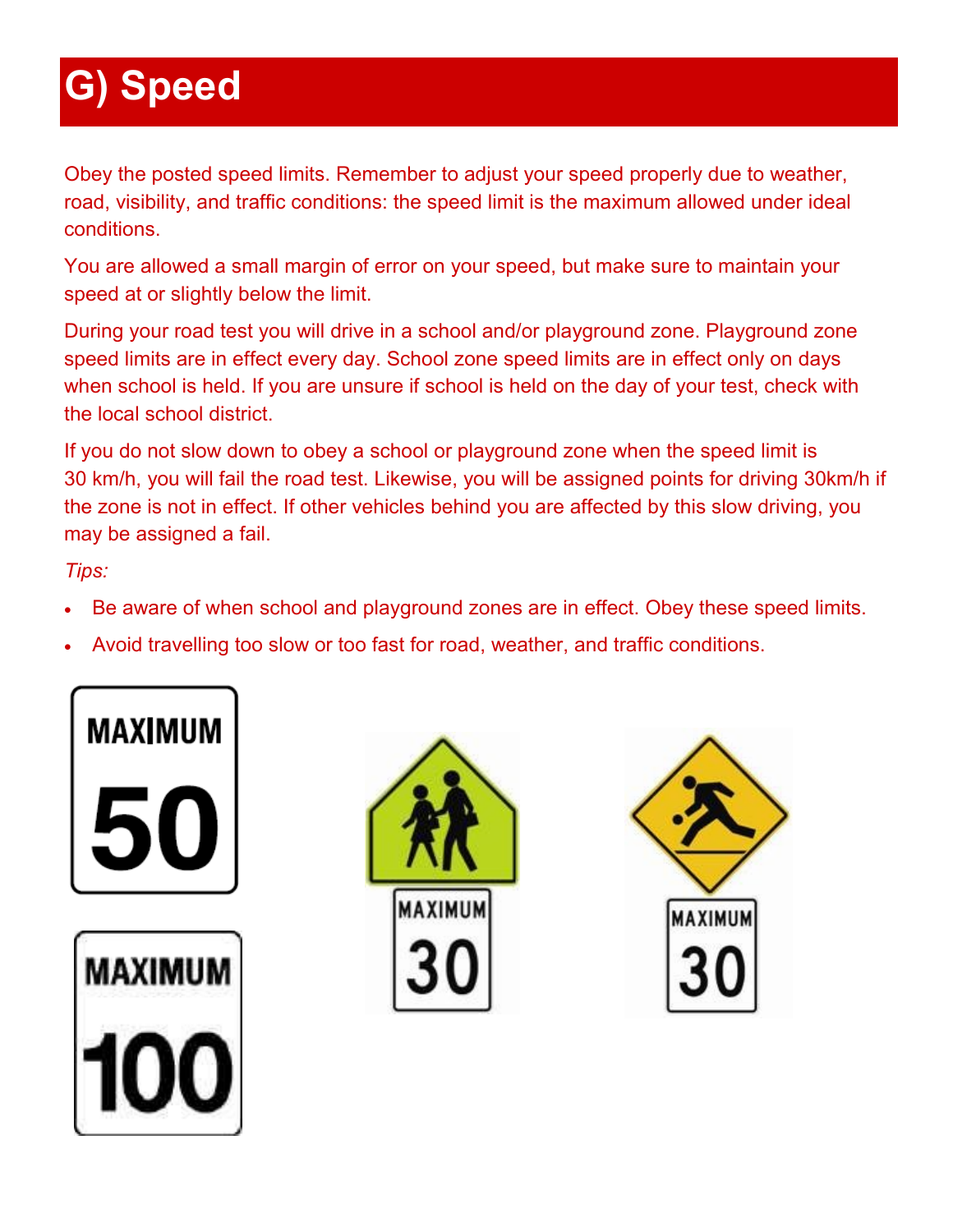# G) Speed

Obey the posted speed limits. Remember to adjust your speed properly due to weather, road, visibility, and traffic conditions: the speed limit is the maximum allowed under ideal conditions.

You are allowed a small margin of error on your speed, but make sure to maintain your speed at or slightly below the limit.

During your road test you will drive in a school and/or playground zone. Playground zone speed limits are in effect every day. School zone speed limits are in effect only on days when school is held. If you are unsure if school is held on the day of your test, check with the local school district.

If you do not slow down to obey a school or playground zone when the speed limit is 30 km/h, you will fail the road test. Likewise, you will be assigned points for driving 30km/h if the zone is not in effect. If other vehicles behind you are affected by this slow driving, you may be assigned a fail.

*Tips:*

- Be aware of when school and playground zones are in effect. Obey these speed limits.
- Avoid travelling too slow or too fast for road, weather, and traffic conditions.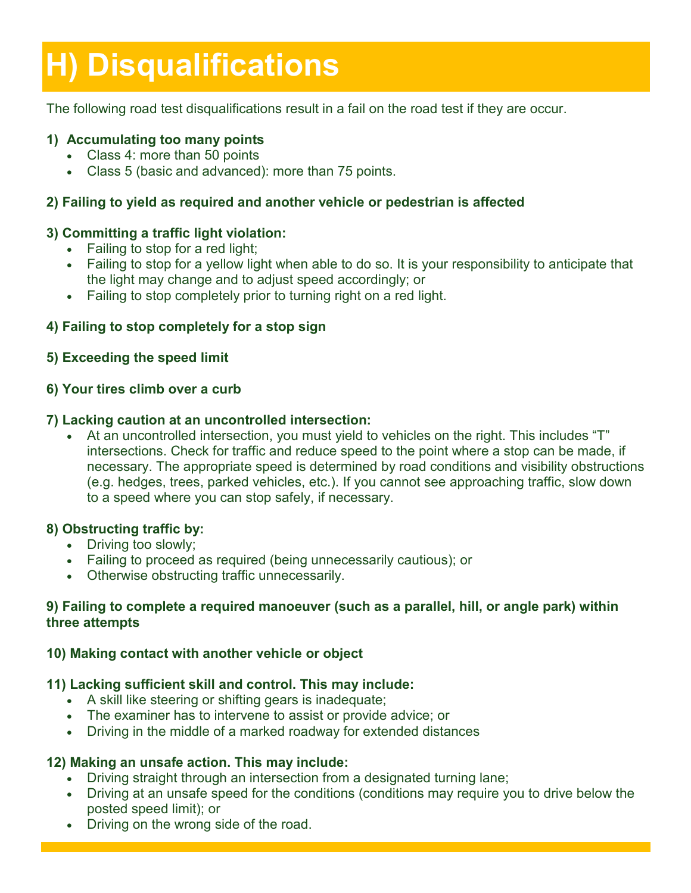# H) Disqualifications

The following road test disqualifications result in a fail on the road test if they are occur.

**1) Accumulating too many points**

- Class 4: more than 50 points
- Class 5 (basic and advanced): more than 75 points.

**2) Failing to yield as required and another vehicle or pedestrian is affected**

**3) Committing a traffic light violation:**

- Failing to stop for a red light;
- Failing to stop for a yellow light when able to do so. It is your responsibility to anticipate that the light may change and to adjust speed accordingly; or
- Failing to stop completely prior to turning right on a red light.

**4) Failing to stop completely for a stop sign**

**5) Exceeding the speed limit**

**6) Your tires climb over a curb**

**7) Lacking caution at an uncontrolled intersection:**

- At an uncontrolled intersection, you must yield to vehicles on the right. This includes "T" intersections. Check for traffic and reduce speed to the point where a stop can be made, if necessary. The appropriate speed is determined by road conditions and visibility obstructions (e.g. hedges, trees, parked vehicles, etc.). If you cannot see approaching traffic, slow down to a speed where you can stop safely, if necessary.

**8) Obstructing traffic by:**

- Driving too slowly;
- Failing to proceed as required (being unnecessarily cautious); or
- Otherwise obstructing traffic unnecessarily.

**9) Failing to complete a required manoeuver (such as a parallel, hill, or angle park) within three attempts**

**10) Making contact with another vehicle or object**

**11) Lacking sufficient skill and control. This may include:**

- A skill like steering or shifting gears is inadequate;
- The examiner has to intervene to assist or provide advice; or
- Driving in the middle of a marked roadway for extended distances

**12) Making an unsafe action. This may include:**

- Driving straight through an intersection from a designated turning lane;
- Driving at an unsafe speed for the conditions (conditions may require you to drive below the posted speed limit); or
- Driving on the wrong side of the road.